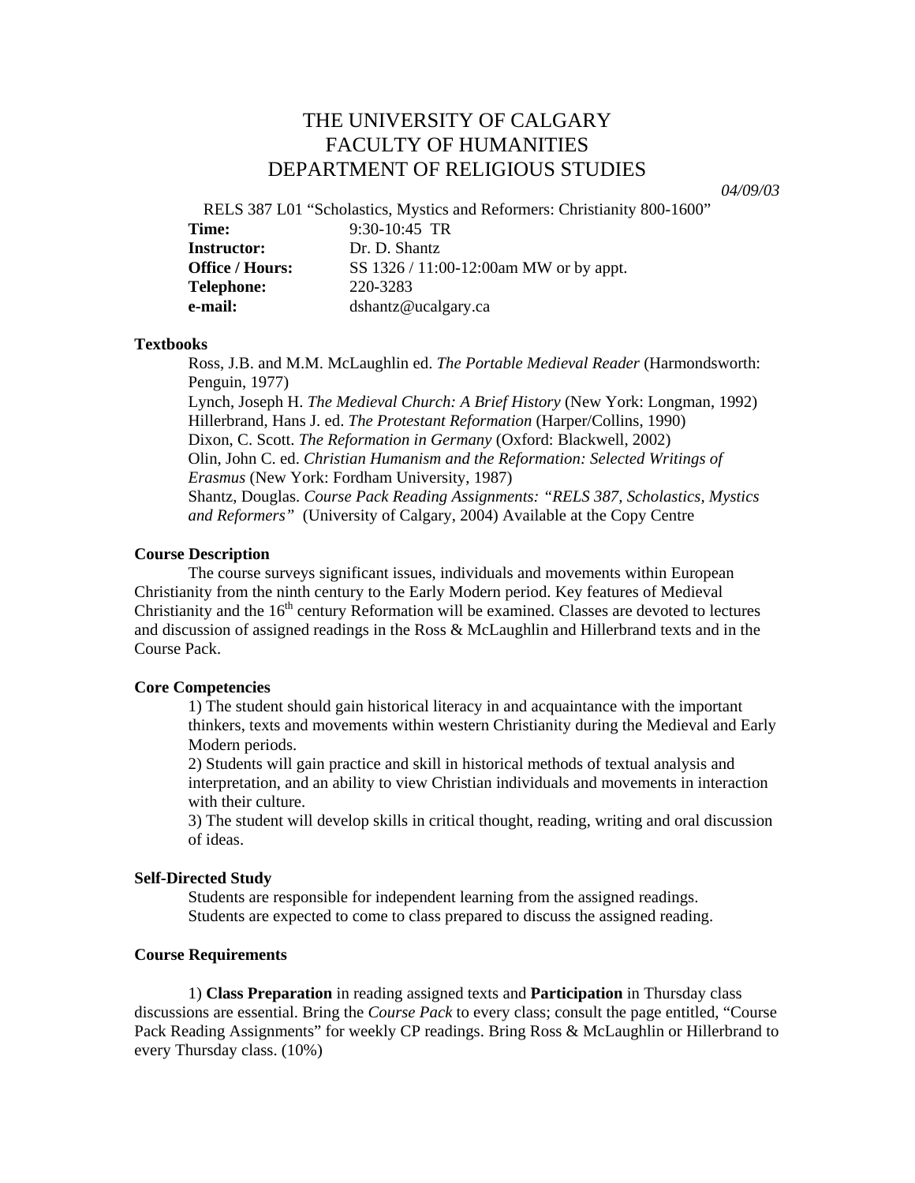# THE UNIVERSITY OF CALGARY
# FACULTY OF HUMANITIES
# DEPARTMENT OF RELIGIOUS STUDIES

*04/09/03*

RELS 387 L01 "Scholastics, Mystics and Reformers: Christianity 800-1600"

**Time:** 9:30-10:45 TR
**Instructor:** Dr. D. Shantz
**Office / Hours:** SS 1326 / 11:00-12:00am MW or by appt.
**Telephone:** 220-3283
**e-mail:** dshantz@ucalgary.ca

### Textbooks

Ross, J.B. and M.M. McLaughlin ed. *The Portable Medieval Reader* (Harmondsworth: Penguin, 1977)
Lynch, Joseph H. *The Medieval Church: A Brief History* (New York: Longman, 1992)
Hillerbrand, Hans J. ed. *The Protestant Reformation* (Harper/Collins, 1990)
Dixon, C. Scott. *The Reformation in Germany* (Oxford: Blackwell, 2002)
Olin, John C. ed. *Christian Humanism and the Reformation: Selected Writings of Erasmus* (New York: Fordham University, 1987)
Shantz, Douglas. *Course Pack Reading Assignments: "RELS 387, Scholastics, Mystics and Reformers"* (University of Calgary, 2004) Available at the Copy Centre

### Course Description

The course surveys significant issues, individuals and movements within European Christianity from the ninth century to the Early Modern period. Key features of Medieval Christianity and the 16th century Reformation will be examined. Classes are devoted to lectures and discussion of assigned readings in the Ross & McLaughlin and Hillerbrand texts and in the Course Pack.

### Core Competencies

1) The student should gain historical literacy in and acquaintance with the important thinkers, texts and movements within western Christianity during the Medieval and Early Modern periods.
2) Students will gain practice and skill in historical methods of textual analysis and interpretation, and an ability to view Christian individuals and movements in interaction with their culture.
3) The student will develop skills in critical thought, reading, writing and oral discussion of ideas.

### Self-Directed Study

Students are responsible for independent learning from the assigned readings.
Students are expected to come to class prepared to discuss the assigned reading.

### Course Requirements

1) **Class Preparation** in reading assigned texts and **Participation** in Thursday class discussions are essential. Bring the *Course Pack* to every class; consult the page entitled, "Course Pack Reading Assignments" for weekly CP readings. Bring Ross & McLaughlin or Hillerbrand to every Thursday class. (10%)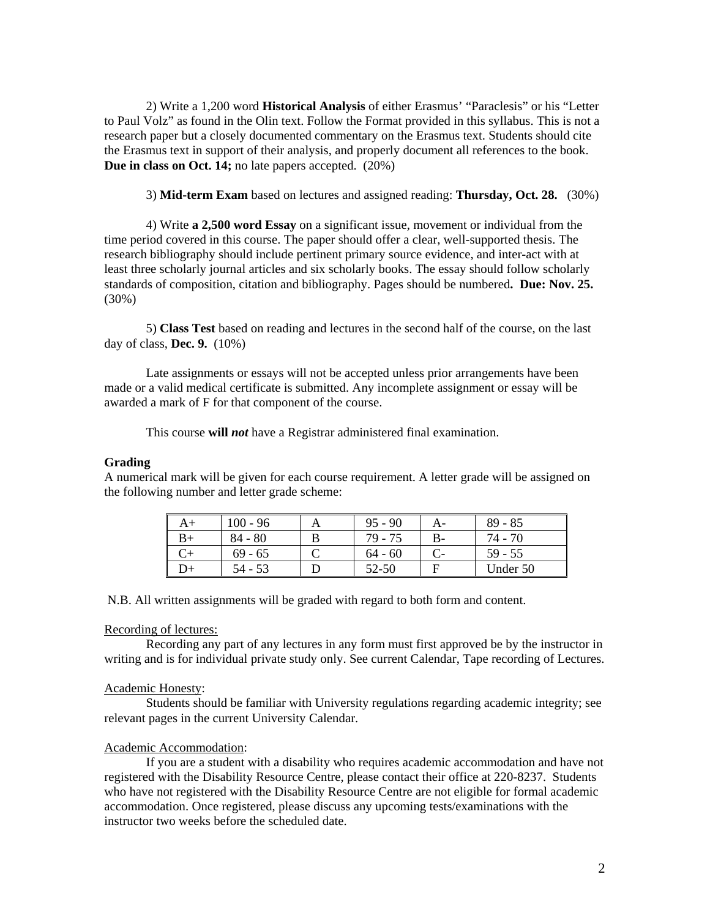2) Write a 1,200 word **Historical Analysis** of either Erasmus' "Paraclesis" or his "Letter to Paul Volz" as found in the Olin text. Follow the Format provided in this syllabus. This is not a research paper but a closely documented commentary on the Erasmus text. Students should cite the Erasmus text in support of their analysis, and properly document all references to the book. **Due in class on Oct. 14;** no late papers accepted. (20%)

3) **Mid-term Exam** based on lectures and assigned reading: **Thursday, Oct. 28.** (30%)

4) Write **a 2,500 word Essay** on a significant issue, movement or individual from the time period covered in this course. The paper should offer a clear, well-supported thesis. The research bibliography should include pertinent primary source evidence, and inter-act with at least three scholarly journal articles and six scholarly books. The essay should follow scholarly standards of composition, citation and bibliography. Pages should be numbered**. Due: Nov. 25.** (30%)

5) **Class Test** based on reading and lectures in the second half of the course, on the last day of class, **Dec. 9.** (10%)

Late assignments or essays will not be accepted unless prior arrangements have been made or a valid medical certificate is submitted. Any incomplete assignment or essay will be awarded a mark of F for that component of the course.

This course **will *not*** have a Registrar administered final examination.

**Grading**

A numerical mark will be given for each course requirement. A letter grade will be assigned on the following number and letter grade scheme:

| A+ | 100 - 96 | A | 95 - 90 | A- | 89 - 85 |
|---|---|---|---|---|---|
| B+ | 84 - 80 | B | 79 - 75 | B- | 74 - 70 |
| C+ | 69 - 65 | C | 64 - 60 | C- | 59 - 55 |
| D+ | 54 - 53 | D | 52-50 | F | Under 50 |

N.B. All written assignments will be graded with regard to both form and content.

Recording of lectures:

Recording any part of any lectures in any form must first approved be by the instructor in writing and is for individual private study only. See current Calendar, Tape recording of Lectures.

Academic Honesty:

Students should be familiar with University regulations regarding academic integrity; see relevant pages in the current University Calendar.

Academic Accommodation:

If you are a student with a disability who requires academic accommodation and have not registered with the Disability Resource Centre, please contact their office at 220-8237. Students who have not registered with the Disability Resource Centre are not eligible for formal academic accommodation. Once registered, please discuss any upcoming tests/examinations with the instructor two weeks before the scheduled date.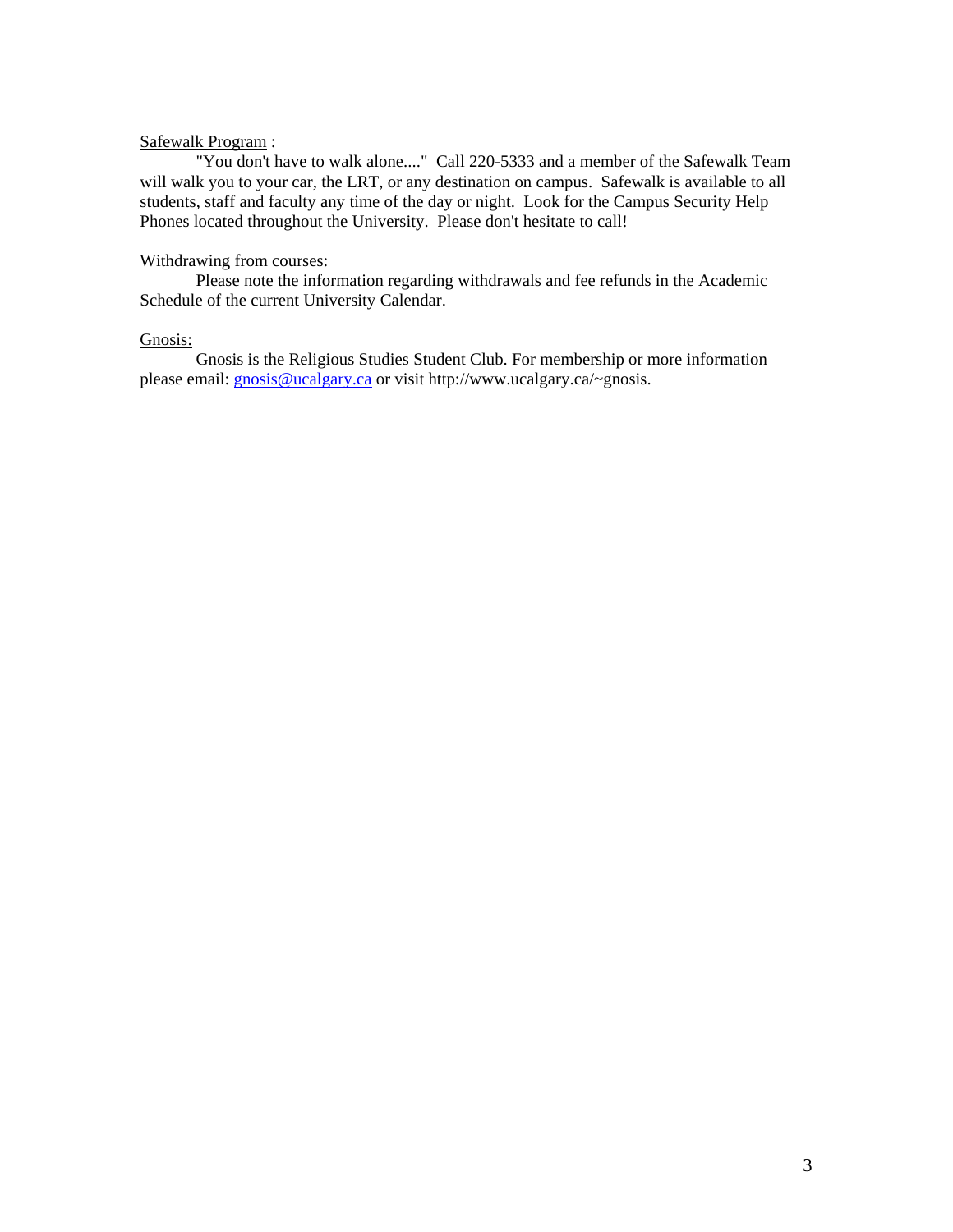Safewalk Program :

"You don't have to walk alone...." Call 220-5333 and a member of the Safewalk Team will walk you to your car, the LRT, or any destination on campus. Safewalk is available to all students, staff and faculty any time of the day or night. Look for the Campus Security Help Phones located throughout the University. Please don't hesitate to call!

Withdrawing from courses:

Please note the information regarding withdrawals and fee refunds in the Academic Schedule of the current University Calendar.

Gnosis:

Gnosis is the Religious Studies Student Club. For membership or more information please email: gnosis@ucalgary.ca or visit http://www.ucalgary.ca/~gnosis.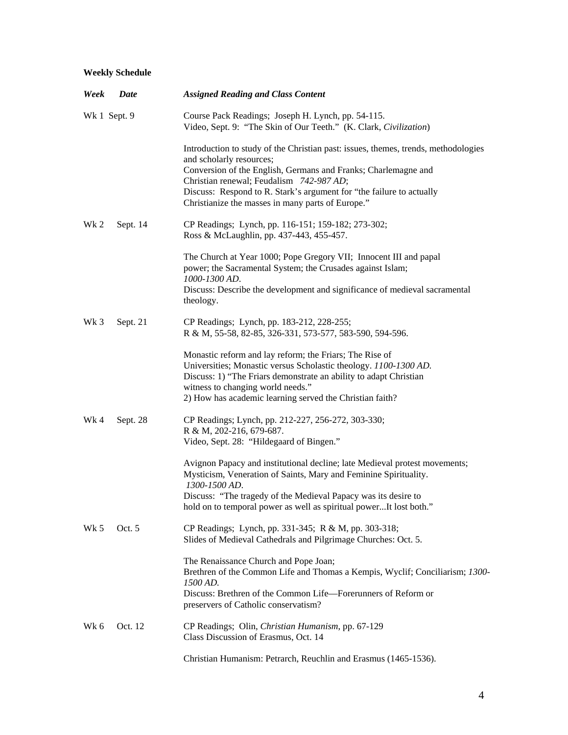**Weekly Schedule**

| *Week* | *Date* | *Assigned Reading and Class Content* |
|---|---|---|
| Wk 1 | Sept. 9 | Course Pack Readings; Joseph H. Lynch, pp. 54-115.<br>Video, Sept. 9: "The Skin of Our Teeth." (K. Clark, *Civilization*)<br><br>Introduction to study of the Christian past: issues, themes, trends, methodologies and scholarly resources;<br>Conversion of the English, Germans and Franks; Charlemagne and Christian renewal; Feudalism *742-987 AD*;<br>Discuss: Respond to R. Stark's argument for "the failure to actually Christianize the masses in many parts of Europe." |
| Wk 2 | Sept. 14 | CP Readings; Lynch, pp. 116-151; 159-182; 273-302;<br>Ross & McLaughlin, pp. 437-443, 455-457.<br><br>The Church at Year 1000; Pope Gregory VII; Innocent III and papal power; the Sacramental System; the Crusades against Islam; *1000-1300 AD*.<br>Discuss: Describe the development and significance of medieval sacramental theology. |
| Wk 3 | Sept. 21 | CP Readings; Lynch, pp. 183-212, 228-255;<br>R & M, 55-58, 82-85, 326-331, 573-577, 583-590, 594-596.<br><br>Monastic reform and lay reform; the Friars; The Rise of Universities; Monastic versus Scholastic theology. *1100-1300 AD*.<br>Discuss: 1) "The Friars demonstrate an ability to adapt Christian witness to changing world needs."<br>2) How has academic learning served the Christian faith? |
| Wk 4 | Sept. 28 | CP Readings; Lynch, pp. 212-227, 256-272, 303-330;<br>R & M, 202-216, 679-687.<br>Video, Sept. 28: "Hildegaard of Bingen."<br><br>Avignon Papacy and institutional decline; late Medieval protest movements; Mysticism, Veneration of Saints, Mary and Feminine Spirituality. *1300-1500 AD*.<br>Discuss: "The tragedy of the Medieval Papacy was its desire to hold on to temporal power as well as spiritual power...It lost both." |
| Wk 5 | Oct. 5 | CP Readings; Lynch, pp. 331-345; R & M, pp. 303-318;<br>Slides of Medieval Cathedrals and Pilgrimage Churches: Oct. 5.<br><br>The Renaissance Church and Pope Joan;<br>Brethren of the Common Life and Thomas a Kempis, Wyclif; Conciliarism; *1300-1500 AD.*<br>Discuss: Brethren of the Common Life—Forerunners of Reform or preservers of Catholic conservatism? |
| Wk 6 | Oct. 12 | CP Readings; Olin, *Christian Humanism*, pp. 67-129<br>Class Discussion of Erasmus, Oct. 14<br><br>Christian Humanism: Petrarch, Reuchlin and Erasmus (1465-1536). |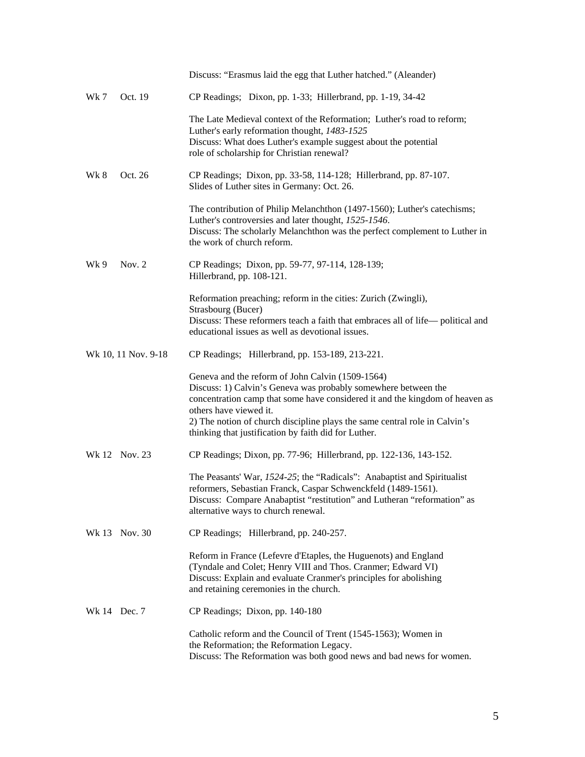Discuss: "Erasmus laid the egg that Luther hatched." (Aleander)

| | |
|---|---|
| Wk 7 Oct. 19 | CP Readings; Dixon, pp. 1-33; Hillerbrand, pp. 1-19, 34-42<br><br>The Late Medieval context of the Reformation; Luther's road to reform; Luther's early reformation thought, *1483-1525*<br>Discuss: What does Luther's example suggest about the potential role of scholarship for Christian renewal? |
| Wk 8 Oct. 26 | CP Readings; Dixon, pp. 33-58, 114-128; Hillerbrand, pp. 87-107.<br>Slides of Luther sites in Germany: Oct. 26.<br><br>The contribution of Philip Melanchthon (1497-1560); Luther's catechisms; Luther's controversies and later thought, *1525-1546*.<br>Discuss: The scholarly Melanchthon was the perfect complement to Luther in the work of church reform. |
| Wk 9 Nov. 2 | CP Readings; Dixon, pp. 59-77, 97-114, 128-139;<br>Hillerbrand, pp. 108-121.<br><br>Reformation preaching; reform in the cities: Zurich (Zwingli), Strasbourg (Bucer)<br>Discuss: These reformers teach a faith that embraces all of life— political and educational issues as well as devotional issues. |
| Wk 10, 11 Nov. 9-18 | CP Readings; Hillerbrand, pp. 153-189, 213-221.<br><br>Geneva and the reform of John Calvin (1509-1564)<br>Discuss: 1) Calvin's Geneva was probably somewhere between the concentration camp that some have considered it and the kingdom of heaven as others have viewed it.<br>2) The notion of church discipline plays the same central role in Calvin's thinking that justification by faith did for Luther. |
| Wk 12 Nov. 23 | CP Readings; Dixon, pp. 77-96; Hillerbrand, pp. 122-136, 143-152.<br><br>The Peasants' War, *1524-25*; the "Radicals": Anabaptist and Spiritualist reformers, Sebastian Franck, Caspar Schwenckfeld (1489-1561).<br>Discuss: Compare Anabaptist "restitution" and Lutheran "reformation" as alternative ways to church renewal. |
| Wk 13 Nov. 30 | CP Readings; Hillerbrand, pp. 240-257.<br><br>Reform in France (Lefevre d'Etaples, the Huguenots) and England (Tyndale and Colet; Henry VIII and Thos. Cranmer; Edward VI)<br>Discuss: Explain and evaluate Cranmer's principles for abolishing and retaining ceremonies in the church. |
| Wk 14 Dec. 7 | CP Readings; Dixon, pp. 140-180<br><br>Catholic reform and the Council of Trent (1545-1563); Women in the Reformation; the Reformation Legacy.<br>Discuss: The Reformation was both good news and bad news for women. |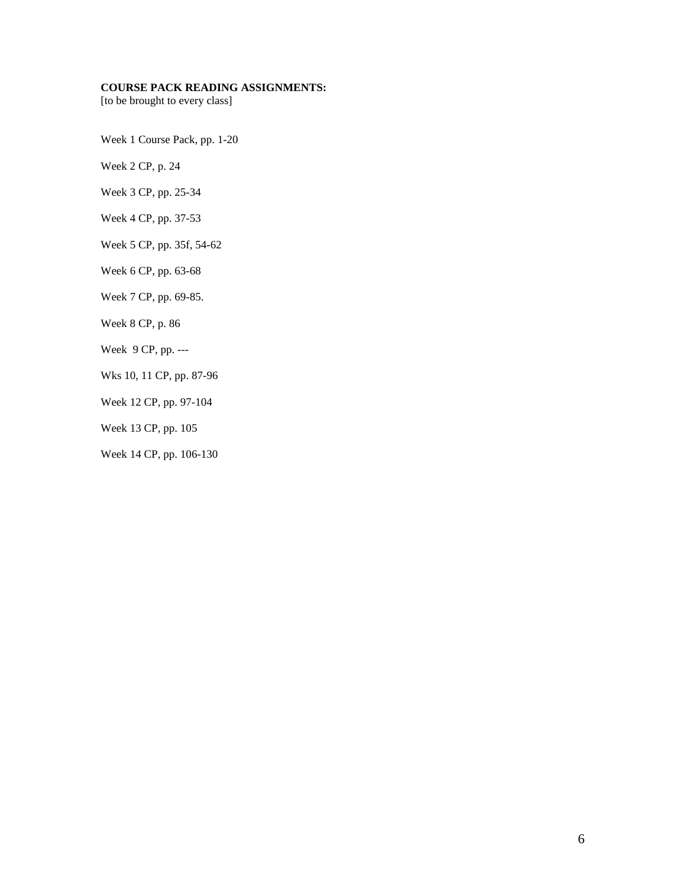**COURSE PACK READING ASSIGNMENTS:**
[to be brought to every class]

Week 1 Course Pack, pp. 1-20

Week 2 CP, p. 24

Week 3 CP, pp. 25-34

Week 4 CP, pp. 37-53

Week 5 CP, pp. 35f, 54-62

Week 6 CP, pp. 63-68

Week 7 CP, pp. 69-85.

Week 8 CP, p. 86

Week 9 CP, pp. ---

Wks 10, 11 CP, pp. 87-96

Week 12 CP, pp. 97-104

Week 13 CP, pp. 105

Week 14 CP, pp. 106-130